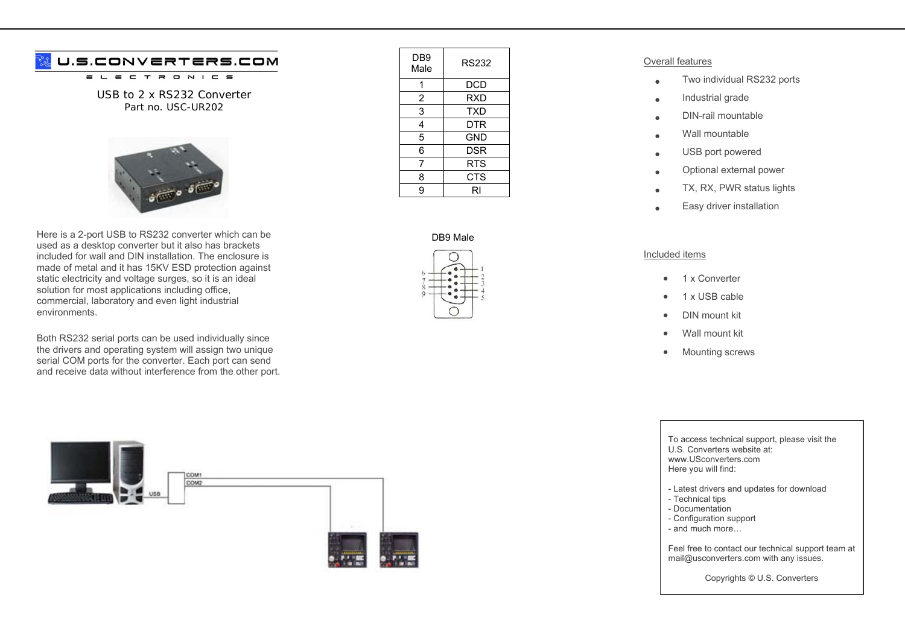# U.S.CONVERTERS.COM

ELECTRONICS

## USB to 2 x RS232 Converter

Part no. USC-UR202

Here is a 2-port USB to RS232 converter which can be used as a desktop converter but it also has brackets included for wall and DIN installation. The enclosure is made of metal and it has 15KV ESD protection against static electricity and voltage surges, so it is an ideal solution for most applications including office, commercial, laboratory and even light industrial environments.

Both RS232 serial ports can be used individually since the drivers and operating system will assign two unique serial COM ports for the converter. Each port can send and receive data without interference from the other port.

| DB9 Male | RS232 |
|---|---|
| 1 | DCD |
| 2 | RXD |
| 3 | TXD |
| 4 | DTR |
| 5 | GND |
| 6 | DSR |
| 7 | RTS |
| 8 | CTS |
| 9 | RI |

DB9 Male

Overall features

- Two individual RS232 ports
- Industrial grade
- DIN-rail mountable
- Wall mountable
- USB port powered
- Optional external power
- TX, RX, PWR status lights
- Easy driver installation

Included items

- 1 x Converter
- 1 x USB cable
- DIN mount kit
- Wall mount kit
- Mounting screws

To access technical support, please visit the U.S. Converters website at:
www.USconverters.com
Here you will find:

- Latest drivers and updates for download
- Technical tips
- Documentation
- Configuration support
- and much more…

Feel free to contact our technical support team at mail@usconverters.com with any issues.

Copyrights © U.S. Converters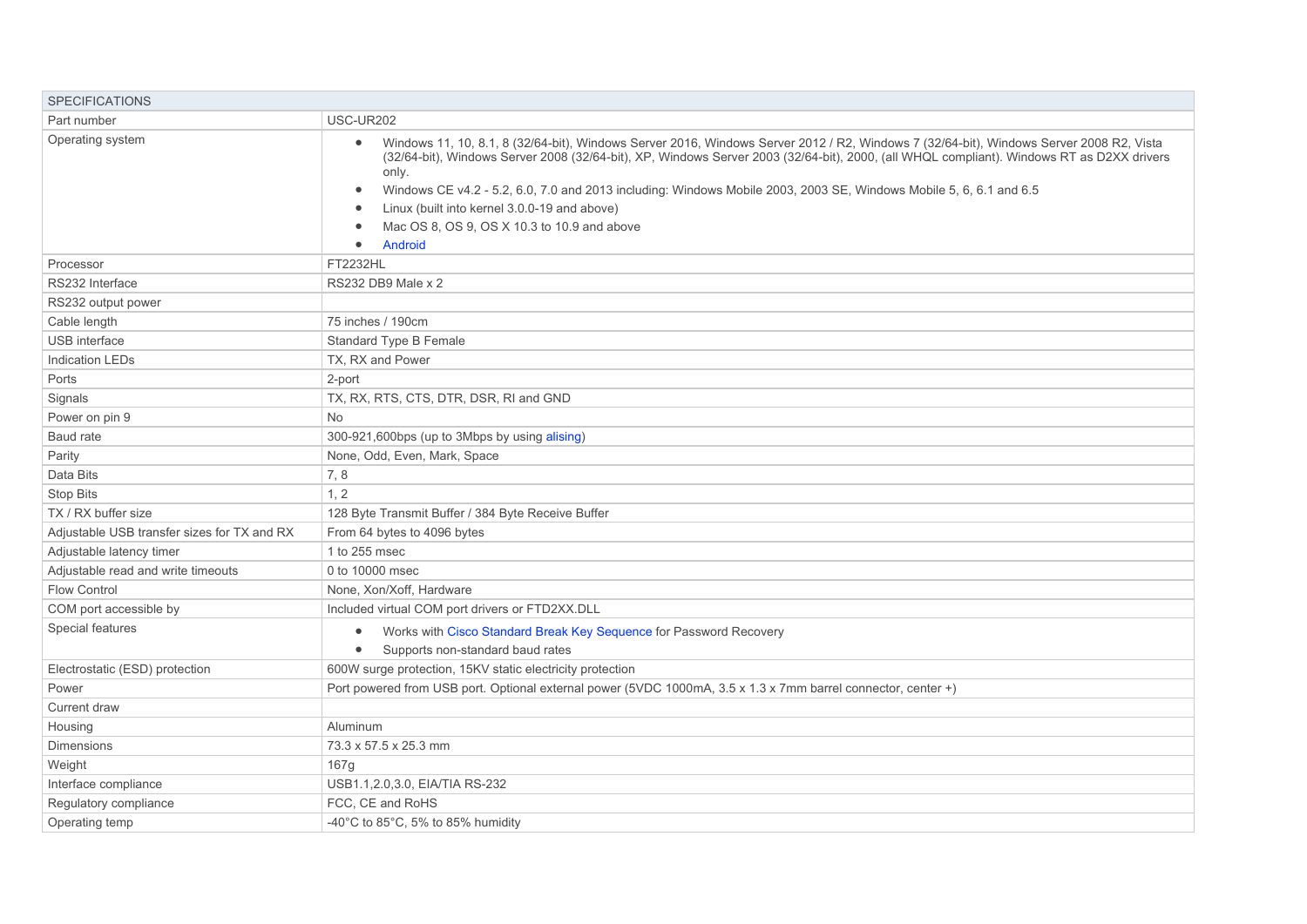| SPECIFICATIONS | |
|---|---|
| Part number | USC-UR202 |
| Operating system | • Windows 11, 10, 8.1, 8 (32/64-bit), Windows Server 2016, Windows Server 2012 / R2, Windows 7 (32/64-bit), Windows Server 2008 R2, Vista (32/64-bit), Windows Server 2008 (32/64-bit), XP, Windows Server 2003 (32/64-bit), 2000, (all WHQL compliant). Windows RT as D2XX drivers only.<br>• Windows CE v4.2 - 5.2, 6.0, 7.0 and 2013 including: Windows Mobile 2003, 2003 SE, Windows Mobile 5, 6, 6.1 and 6.5<br>• Linux (built into kernel 3.0.0-19 and above)<br>• Mac OS 8, OS 9, OS X 10.3 to 10.9 and above<br>• Android |
| Processor | FT2232HL |
| RS232 Interface | RS232 DB9 Male x 2 |
| RS232 output power | |
| Cable length | 75 inches / 190cm |
| USB interface | Standard Type B Female |
| Indication LEDs | TX, RX and Power |
| Ports | 2-port |
| Signals | TX, RX, RTS, CTS, DTR, DSR, RI and GND |
| Power on pin 9 | No |
| Baud rate | 300-921,600bps (up to 3Mbps by using alising) |
| Parity | None, Odd, Even, Mark, Space |
| Data Bits | 7, 8 |
| Stop Bits | 1, 2 |
| TX / RX buffer size | 128 Byte Transmit Buffer / 384 Byte Receive Buffer |
| Adjustable USB transfer sizes for TX and RX | From 64 bytes to 4096 bytes |
| Adjustable latency timer | 1 to 255 msec |
| Adjustable read and write timeouts | 0 to 10000 msec |
| Flow Control | None, Xon/Xoff, Hardware |
| COM port accessible by | Included virtual COM port drivers or FTD2XX.DLL |
| Special features | • Works with Cisco Standard Break Key Sequence for Password Recovery<br>• Supports non-standard baud rates |
| Electrostatic (ESD) protection | 600W surge protection, 15KV static electricity protection |
| Power | Port powered from USB port. Optional external power (5VDC 1000mA, 3.5 x 1.3 x 7mm barrel connector, center +) |
| Current draw | |
| Housing | Aluminum |
| Dimensions | 73.3 x 57.5 x 25.3 mm |
| Weight | 167g |
| Interface compliance | USB1.1,2.0,3.0, EIA/TIA RS-232 |
| Regulatory compliance | FCC, CE and RoHS |
| Operating temp | -40°C to 85°C, 5% to 85% humidity |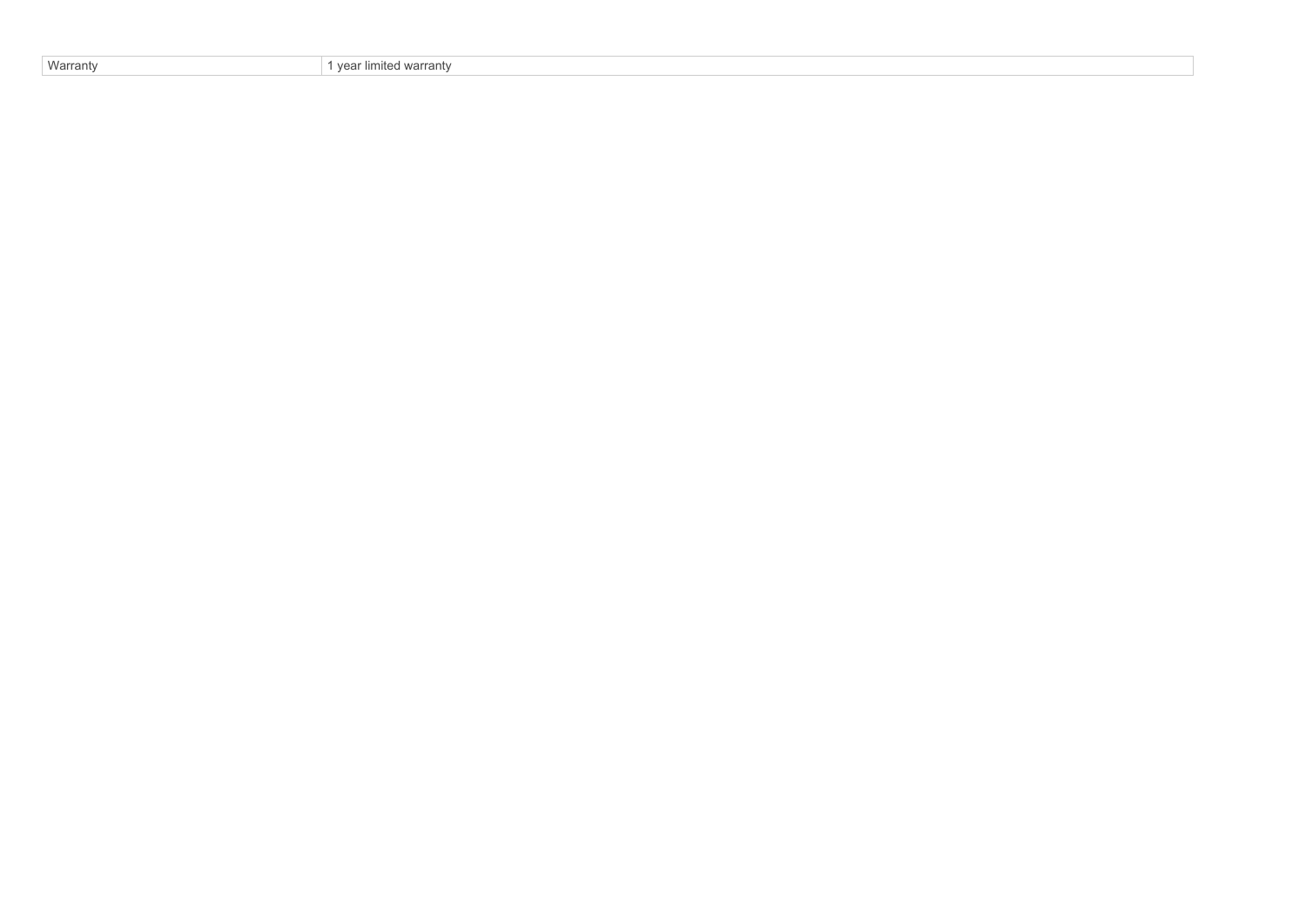| Warranty | 1 year limited warranty |
|---|---|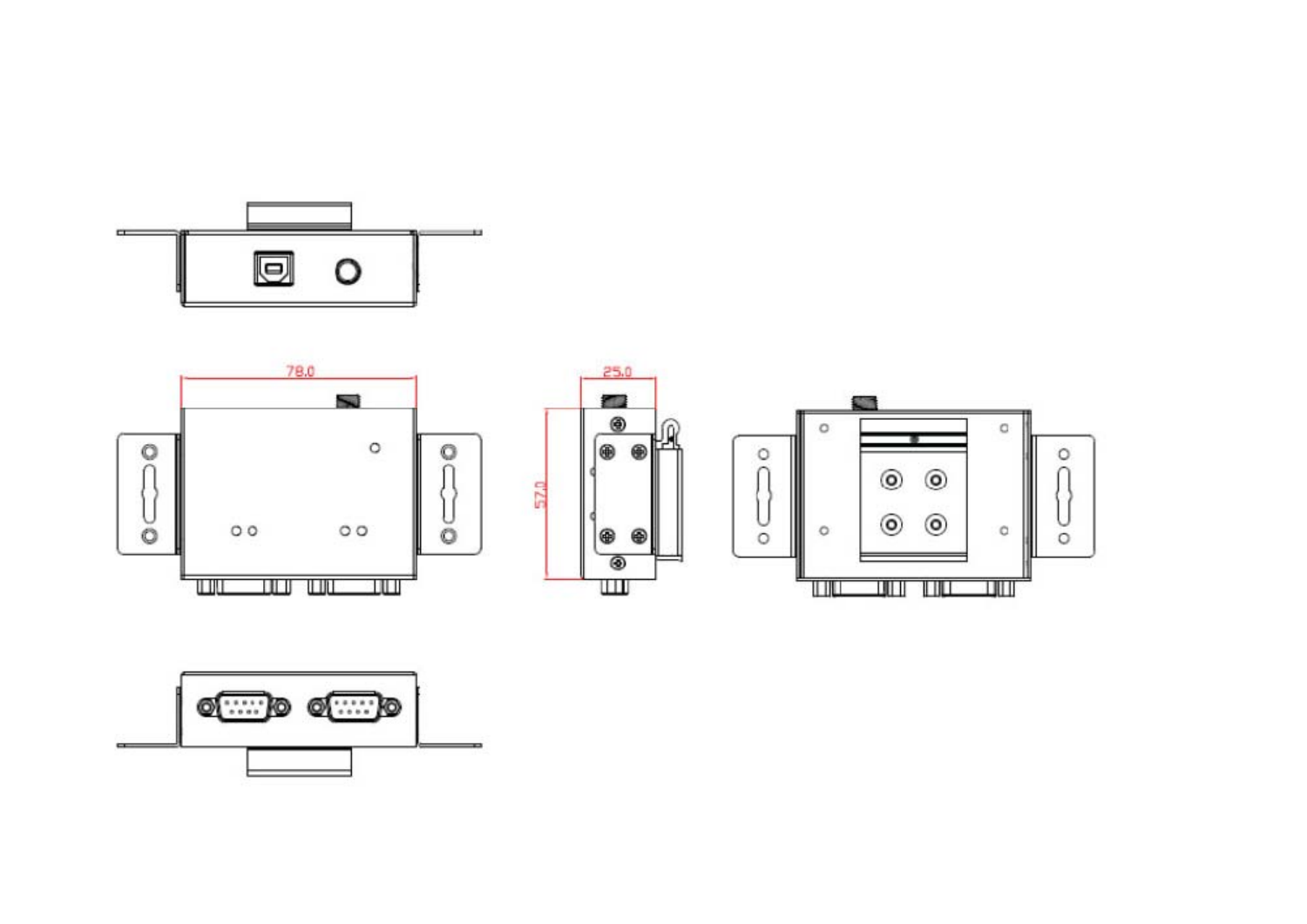78.0

25.0

57.0